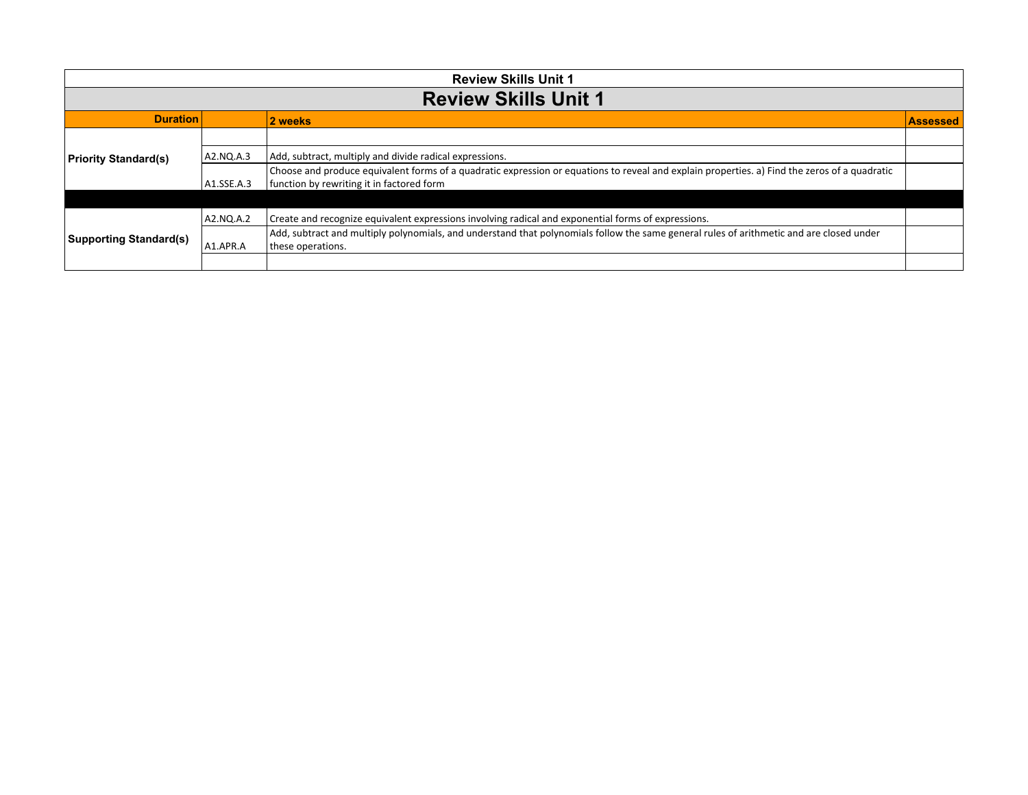## Review Skills Unit 1

# Review Skills Unit 1

| Duration | | 2 weeks | Assessed |
|---|---|---|---|
| Priority Standard(s) | | | |
| | A2.NQ.A.3 | Add, subtract, multiply and divide radical expressions. | |
| | A1.SSE.A.3 | Choose and produce equivalent forms of a quadratic expression or equations to reveal and explain properties. a) Find the zeros of a quadratic function by rewriting it in factored form | |
| | | | |
| Supporting Standard(s) | A2.NQ.A.2 | Create and recognize equivalent expressions involving radical and exponential forms of expressions. | |
| | A1.APR.A | Add, subtract and multiply polynomials, and understand that polynomials follow the same general rules of arithmetic and are closed under these operations. | |
| | | | |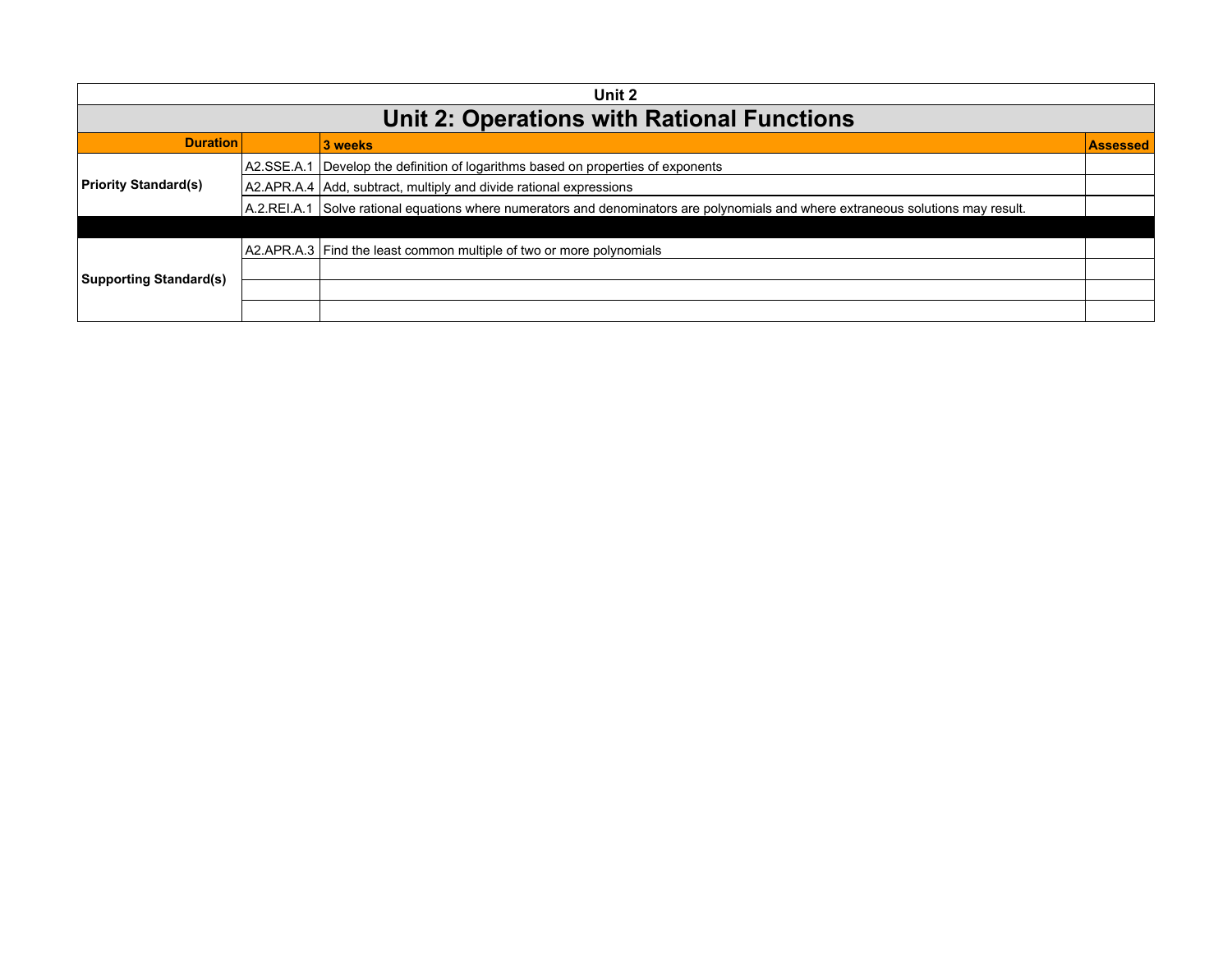| Unit 2 | | | |
|---|---|---|---|
| **Unit 2: Operations with Rational Functions** | | | |
| **Duration** | | **3 weeks** | **Assessed** |
| **Priority Standard(s)** | A2.SSE.A.1 | Develop the definition of logarithms based on properties of exponents | |
| | A2.APR.A.4 | Add, subtract, multiply and divide rational expressions | |
| | A.2.REI.A.1 | Solve rational equations where numerators and denominators are polynomials and where extraneous solutions may result. | |
| | | | |
| **Supporting Standard(s)** | A2.APR.A.3 | Find the least common multiple of two or more polynomials | |
| | | | |
| | | | |
| | | | |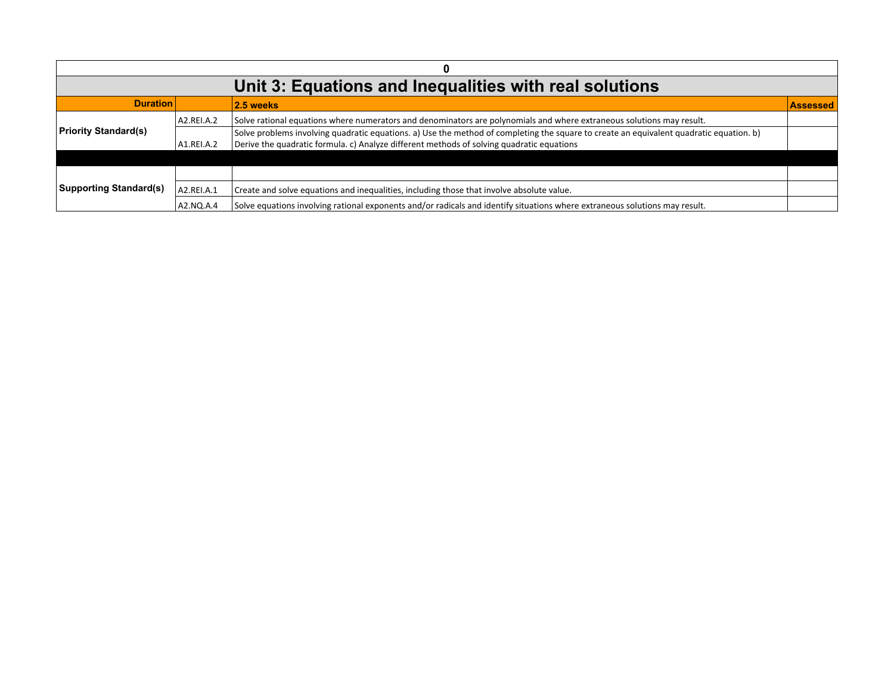| 0 | | | |
|---|---|---|---|
| **Unit 3: Equations and Inequalities with real solutions** | | | |
| **Duration** | | **2.5 weeks** | **Assessed** |
| **Priority Standard(s)** | A2.REI.A.2 | Solve rational equations where numerators and denominators are polynomials and where extraneous solutions may result. | |
| | A1.REI.A.2 | Solve problems involving quadratic equations. a) Use the method of completing the square to create an equivalent quadratic equation. b) Derive the quadratic formula. c) Analyze different methods of solving quadratic equations | |
| | | | |
| **Supporting Standard(s)** | | | |
| | A2.REI.A.1 | Create and solve equations and inequalities, including those that involve absolute value. | |
| | A2.NQ.A.4 | Solve equations involving rational exponents and/or radicals and identify situations where extraneous solutions may result. | |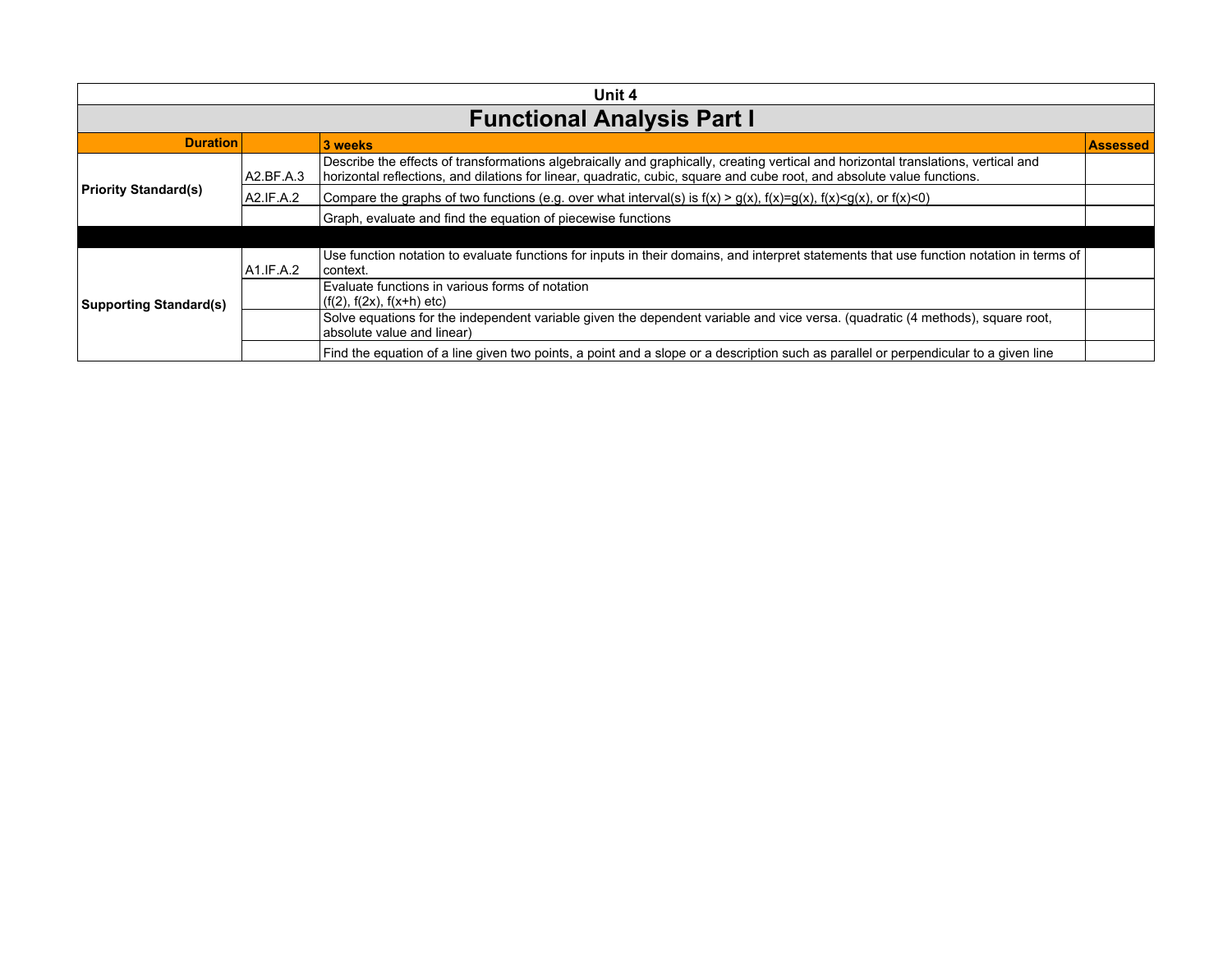**Unit 4**

# Functional Analysis Part I

| Duration | | 3 weeks | Assessed |
|---|---|---|---|
| **Priority Standard(s)** | A2.BF.A.3 | Describe the effects of transformations algebraically and graphically, creating vertical and horizontal translations, vertical and horizontal reflections, and dilations for linear, quadratic, cubic, square and cube root, and absolute value functions. | |
| | A2.IF.A.2 | Compare the graphs of two functions (e.g. over what interval(s) is $f(x) > g(x)$, $f(x)=g(x)$, $f(x)<g(x)$, or $f(x)<0$) | |
| | | Graph, evaluate and find the equation of piecewise functions | |
| | | | |
| **Supporting Standard(s)** | A1.IF.A.2 | Use function notation to evaluate functions for inputs in their domains, and interpret statements that use function notation in terms of context. | |
| | | Evaluate functions in various forms of notation ($f(2)$, $f(2x)$, $f(x+h)$ etc) | |
| | | Solve equations for the independent variable given the dependent variable and vice versa. (quadratic (4 methods), square root, absolute value and linear) | |
| | | Find the equation of a line given two points, a point and a slope or a description such as parallel or perpendicular to a given line | |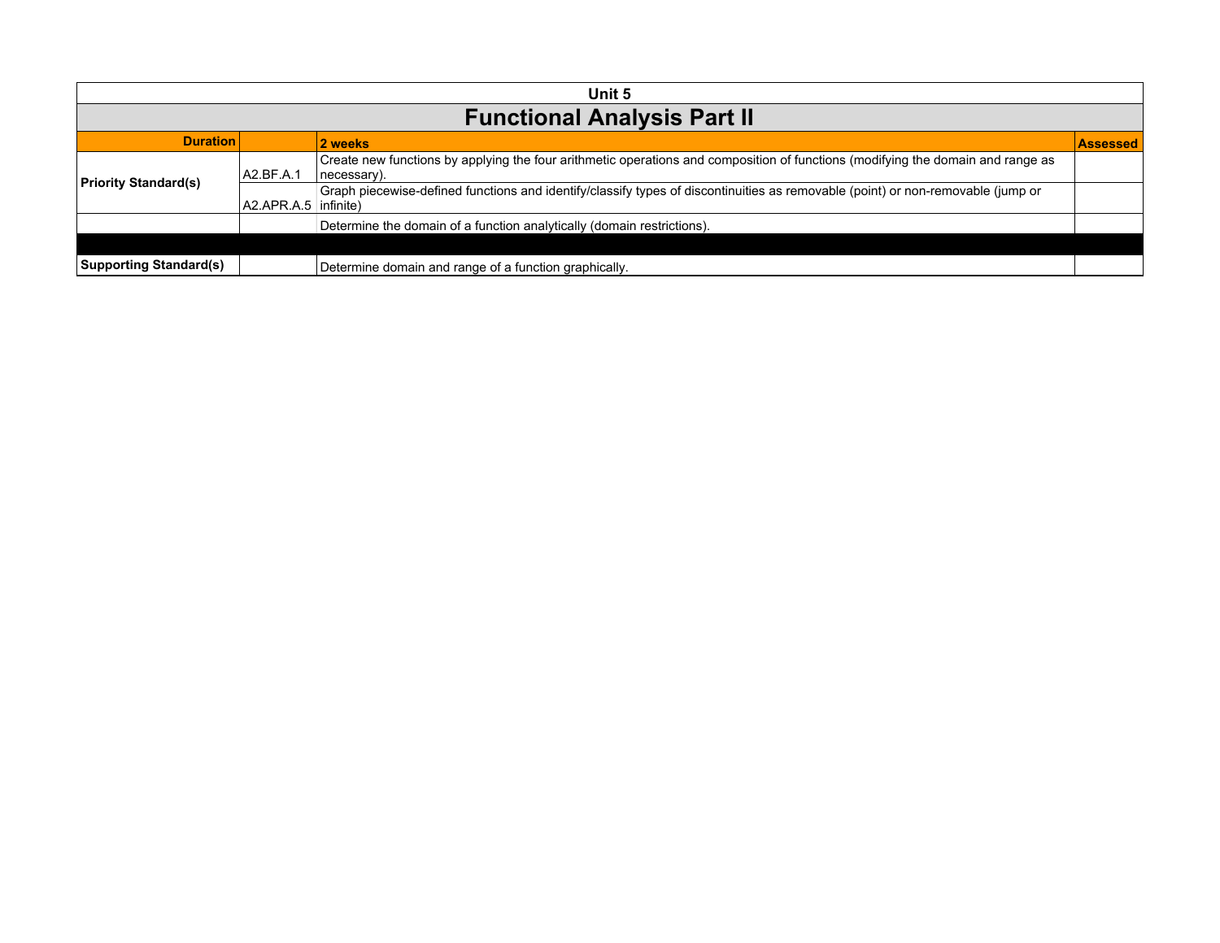## Unit 5

# Functional Analysis Part II

| Duration | | 2 weeks | Assessed |
|---|---|---|---|
| Priority Standard(s) | A2.BF.A.1 | Create new functions by applying the four arithmetic operations and composition of functions (modifying the domain and range as necessary). | |
| | A2.APR.A.5 | Graph piecewise-defined functions and identify/classify types of discontinuities as removable (point) or non-removable (jump or infinite) | |
| | | Determine the domain of a function analytically (domain restrictions). | |
| | | | |
| Supporting Standard(s) | | Determine domain and range of a function graphically. | |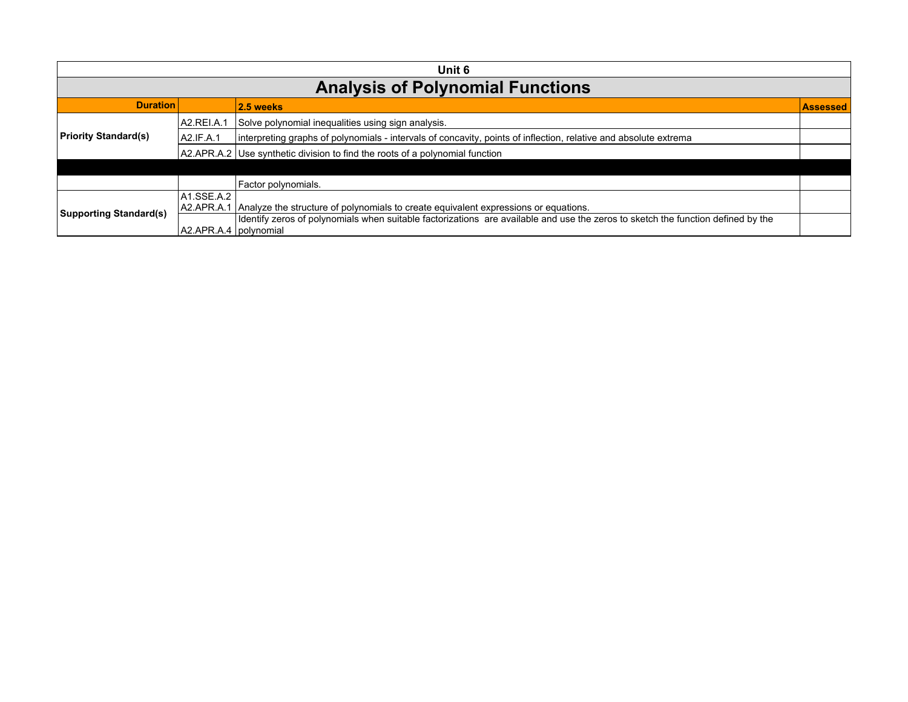| Unit 6 | | | |
|---|---|---|---|
| **Analysis of Polynomial Functions** | | | |
| **Duration** | | **2.5 weeks** | **Assessed** |
| **Priority Standard(s)** | A2.REI.A.1 | Solve polynomial inequalities using sign analysis. | |
| | A2.IF.A.1 | interpreting graphs of polynomials - intervals of concavity, points of inflection, relative and absolute extrema | |
| | A2.APR.A.2 | Use synthetic division to find the roots of a polynomial function | |
| | | | |
| | | Factor polynomials. | |
| **Supporting Standard(s)** | A1.SSE.A.2 A2.APR.A.1 | Analyze the structure of polynomials to create equivalent expressions or equations. | |
| | A2.APR.A.4 | Identify zeros of polynomials when suitable factorizations are available and use the zeros to sketch the function defined by the polynomial | |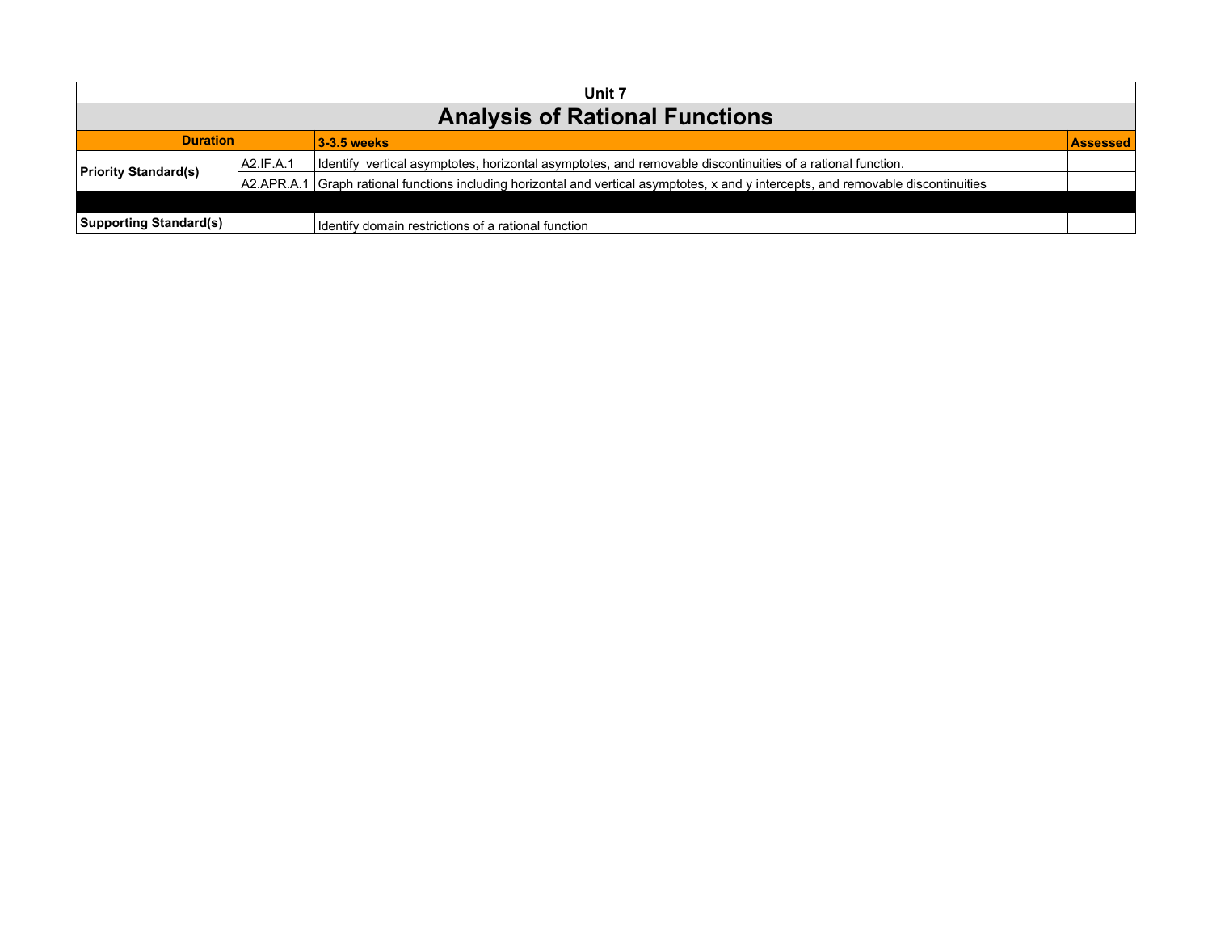## Unit 7

# Analysis of Rational Functions

| Duration | | 3-3.5 weeks | Assessed |
|---|---|---|---|
| Priority Standard(s) | A2.IF.A.1 | Identify vertical asymptotes, horizontal asymptotes, and removable discontinuities of a rational function. | |
| | A2.APR.A.1 | Graph rational functions including horizontal and vertical asymptotes, x and y intercepts, and removable discontinuities | |
| | | | |
| Supporting Standard(s) | | Identify domain restrictions of a rational function | |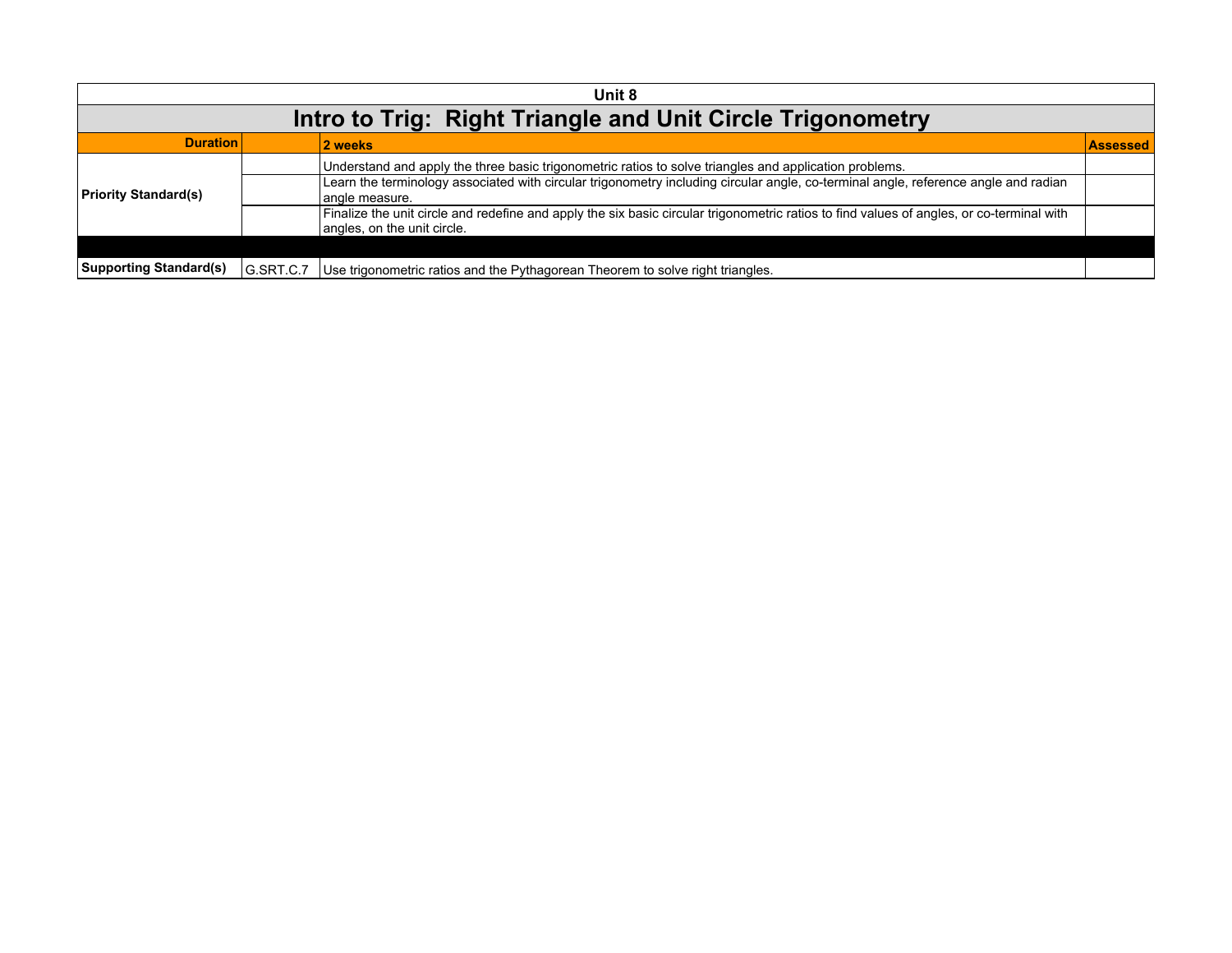**Unit 8**

# Intro to Trig: Right Triangle and Unit Circle Trigonometry

| **Duration** | | **2 weeks** | **Assessed** |
|---|---|---|---|
| **Priority Standard(s)** | | Understand and apply the three basic trigonometric ratios to solve triangles and application problems. | |
| | | Learn the terminology associated with circular trigonometry including circular angle, co-terminal angle, reference angle and radian angle measure. | |
| | | Finalize the unit circle and redefine and apply the six basic circular trigonometric ratios to find values of angles, or co-terminal with angles, on the unit circle. | |
| | | | |
| **Supporting Standard(s)** | G.SRT.C.7 | Use trigonometric ratios and the Pythagorean Theorem to solve right triangles. | |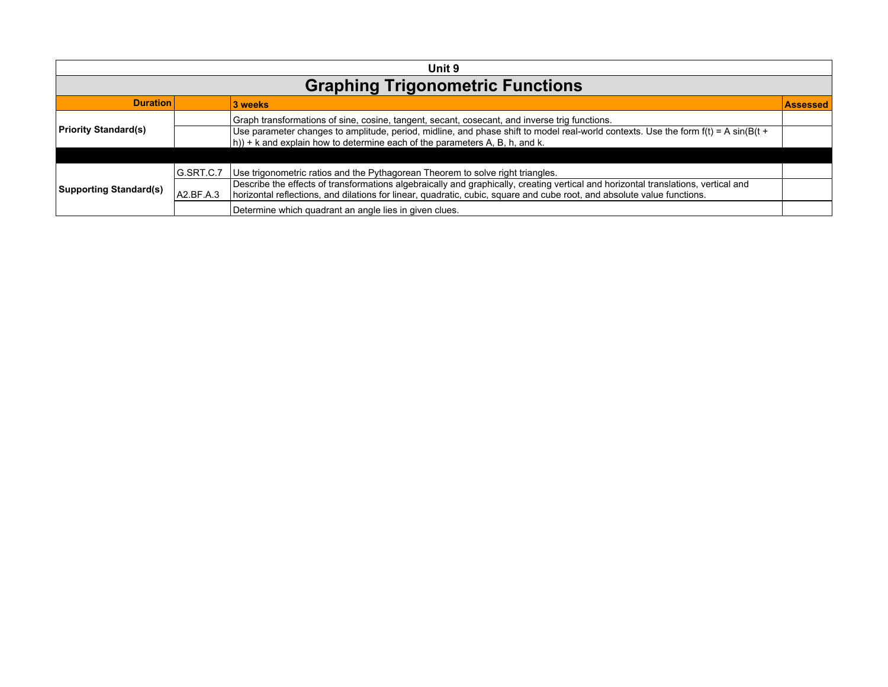## Unit 9

# Graphing Trigonometric Functions

| Duration | | 3 weeks | Assessed |
|---|---|---|---|
| Priority Standard(s) | | Graph transformations of sine, cosine, tangent, secant, cosecant, and inverse trig functions. | |
| | | Use parameter changes to amplitude, period, midline, and phase shift to model real-world contexts. Use the form $f(t) = A \sin(B(t + h)) + k$ and explain how to determine each of the parameters A, B, h, and k. | |
| | | | |
| Supporting Standard(s) | G.SRT.C.7 | Use trigonometric ratios and the Pythagorean Theorem to solve right triangles. | |
| | A2.BF.A.3 | Describe the effects of transformations algebraically and graphically, creating vertical and horizontal translations, vertical and horizontal reflections, and dilations for linear, quadratic, cubic, square and cube root, and absolute value functions. | |
| | | Determine which quadrant an angle lies in given clues. | |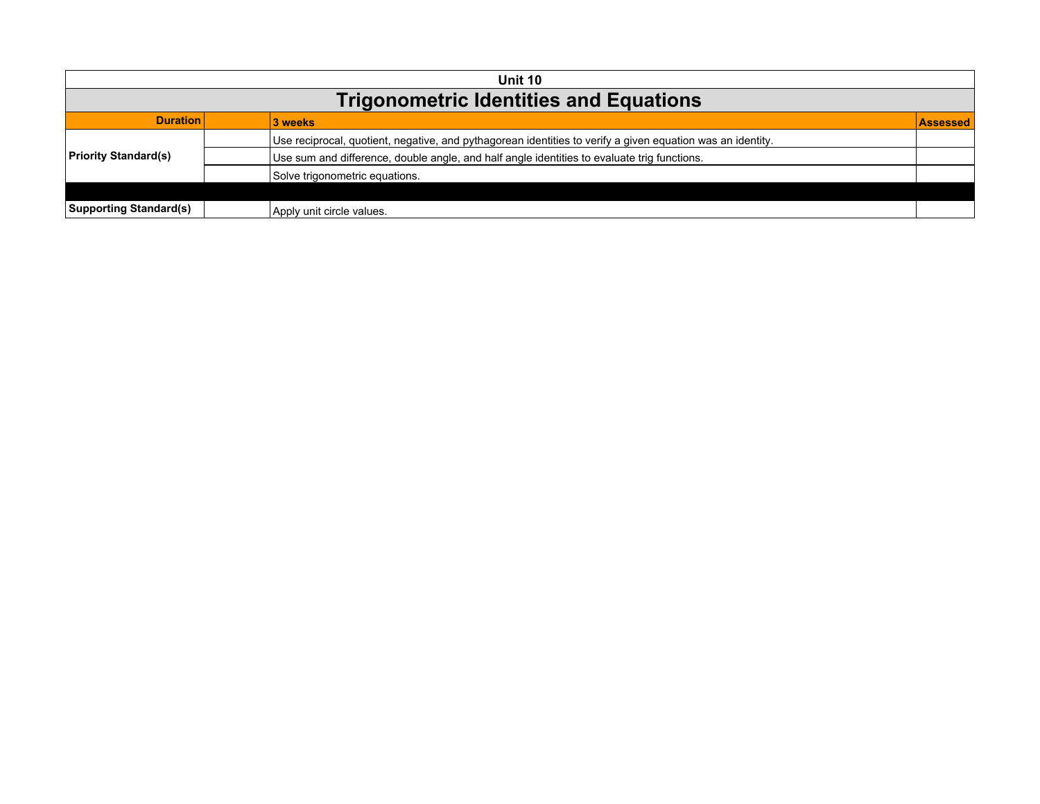**Unit 10**

# Trigonometric Identities and Equations

| Duration | | 3 weeks | Assessed |
|---|---|---|---|
| Priority Standard(s) | | Use reciprocal, quotient, negative, and pythagorean identities to verify a given equation was an identity. | |
| | | Use sum and difference, double angle, and half angle identities to evaluate trig functions. | |
| | | Solve trigonometric equations. | |
| | | | |
| Supporting Standard(s) | | Apply unit circle values. | |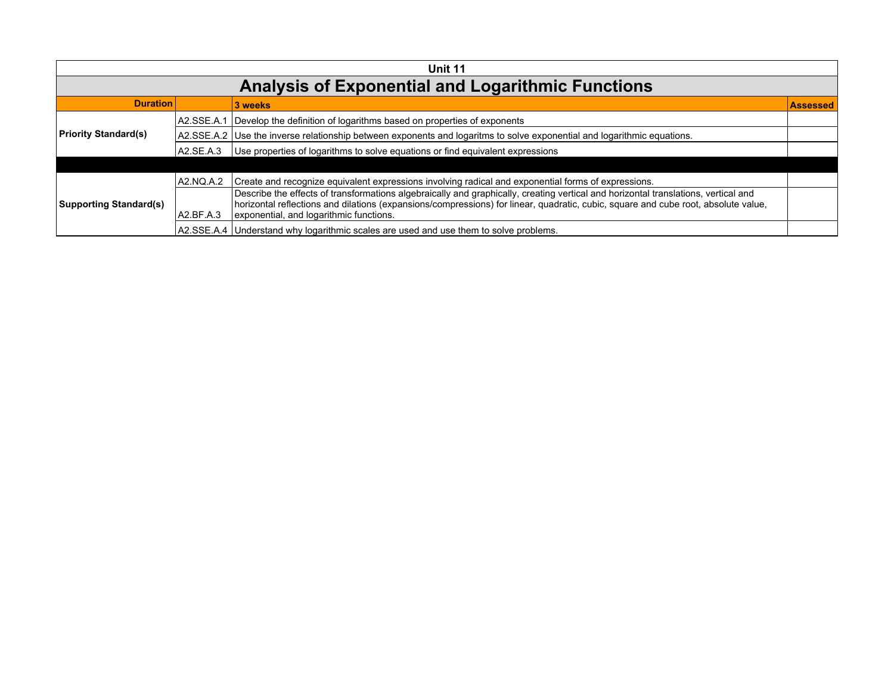## Unit 11

# Analysis of Exponential and Logarithmic Functions

| Duration | | 3 weeks | Assessed |
|---|---|---|---|
| Priority Standard(s) | A2.SSE.A.1 | Develop the definition of logarithms based on properties of exponents | |
| | A2.SSE.A.2 | Use the inverse relationship between exponents and logaritms to solve exponential and logarithmic equations. | |
| | A2.SE.A.3 | Use properties of logarithms to solve equations or find equivalent expressions | |
| | | | |
| Supporting Standard(s) | A2.NQ.A.2 | Create and recognize equivalent expressions involving radical and exponential forms of expressions. | |
| | A2.BF.A.3 | Describe the effects of transformations algebraically and graphically, creating vertical and horizontal translations, vertical and horizontal reflections and dilations (expansions/compressions) for linear, quadratic, cubic, square and cube root, absolute value, exponential, and logarithmic functions. | |
| | A2.SSE.A.4 | Understand why logarithmic scales are used and use them to solve problems. | |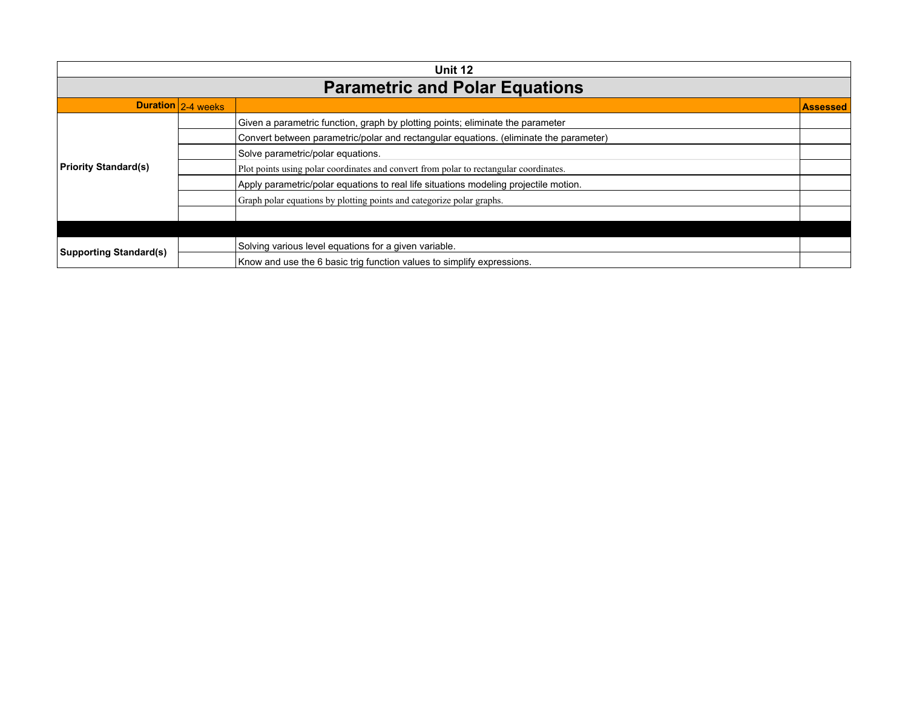# Unit 12

## Parametric and Polar Equations

| Duration | 2-4 weeks | | Assessed |
|---|---|---|---|
| **Priority Standard(s)** | | Given a parametric function, graph by plotting points; eliminate the parameter | |
| | | Convert between parametric/polar and rectangular equations. (eliminate the parameter) | |
| | | Solve parametric/polar equations. | |
| | | Plot points using polar coordinates and convert from polar to rectangular coordinates. | |
| | | Apply parametric/polar equations to real life situations modeling projectile motion. | |
| | | Graph polar equations by plotting points and categorize polar graphs. | |
| | | | |
| | | | |
| **Supporting Standard(s)** | | Solving various level equations for a given variable. | |
| | | Know and use the 6 basic trig function values to simplify expressions. | |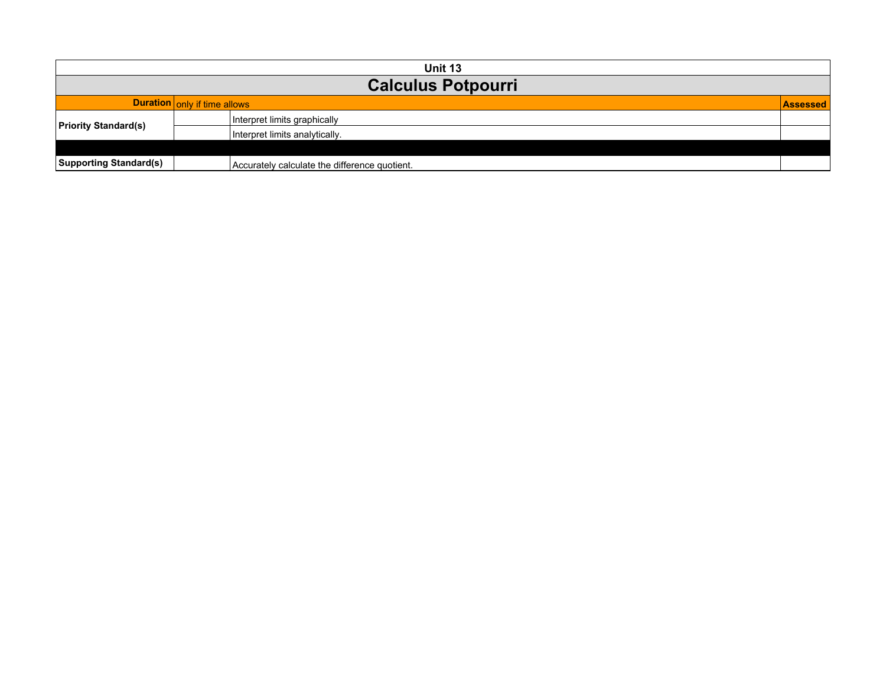| Unit 13 | | | |
|---|---|---|---|
| **Calculus Potpourri** | | | |
| **Duration** | only if time allows | | **Assessed** |
| **Priority Standard(s)** | | Interpret limits graphically | |
| | | Interpret limits analytically. | |
| | | | |
| **Supporting Standard(s)** | | Accurately calculate the difference quotient. | |